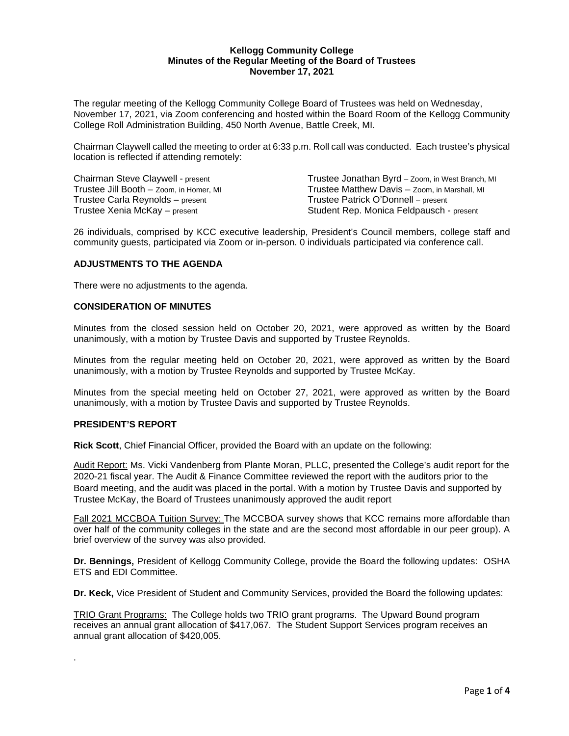**Kellogg Community College**
**Minutes of the Regular Meeting of the Board of Trustees**
**November 17, 2021**

The regular meeting of the Kellogg Community College Board of Trustees was held on Wednesday, November 17, 2021, via Zoom conferencing and hosted within the Board Room of the Kellogg Community College Roll Administration Building, 450 North Avenue, Battle Creek, MI.

Chairman Claywell called the meeting to order at 6:33 p.m. Roll call was conducted. Each trustee's physical location is reflected if attending remotely:

Chairman Steve Claywell - present
Trustee Jill Booth – Zoom, in Homer, MI
Trustee Carla Reynolds – present
Trustee Xenia McKay – present
Trustee Jonathan Byrd – Zoom, in West Branch, MI
Trustee Matthew Davis – Zoom, in Marshall, MI
Trustee Patrick O'Donnell – present
Student Rep. Monica Feldpausch - present

26 individuals, comprised by KCC executive leadership, President's Council members, college staff and community guests, participated via Zoom or in-person. 0 individuals participated via conference call.

## ADJUSTMENTS TO THE AGENDA

There were no adjustments to the agenda.

## CONSIDERATION OF MINUTES

Minutes from the closed session held on October 20, 2021, were approved as written by the Board unanimously, with a motion by Trustee Davis and supported by Trustee Reynolds.

Minutes from the regular meeting held on October 20, 2021, were approved as written by the Board unanimously, with a motion by Trustee Reynolds and supported by Trustee McKay.

Minutes from the special meeting held on October 27, 2021, were approved as written by the Board unanimously, with a motion by Trustee Davis and supported by Trustee Reynolds.

## PRESIDENT'S REPORT

**Rick Scott**, Chief Financial Officer, provided the Board with an update on the following:

Audit Report: Ms. Vicki Vandenberg from Plante Moran, PLLC, presented the College's audit report for the 2020-21 fiscal year. The Audit & Finance Committee reviewed the report with the auditors prior to the Board meeting, and the audit was placed in the portal. With a motion by Trustee Davis and supported by Trustee McKay, the Board of Trustees unanimously approved the audit report

Fall 2021 MCCBOA Tuition Survey: The MCCBOA survey shows that KCC remains more affordable than over half of the community colleges in the state and are the second most affordable in our peer group). A brief overview of the survey was also provided.

**Dr. Bennings,** President of Kellogg Community College, provide the Board the following updates: OSHA ETS and EDI Committee.

**Dr. Keck,** Vice President of Student and Community Services, provided the Board the following updates:

TRIO Grant Programs: The College holds two TRIO grant programs. The Upward Bound program receives an annual grant allocation of $417,067. The Student Support Services program receives an annual grant allocation of $420,005.

.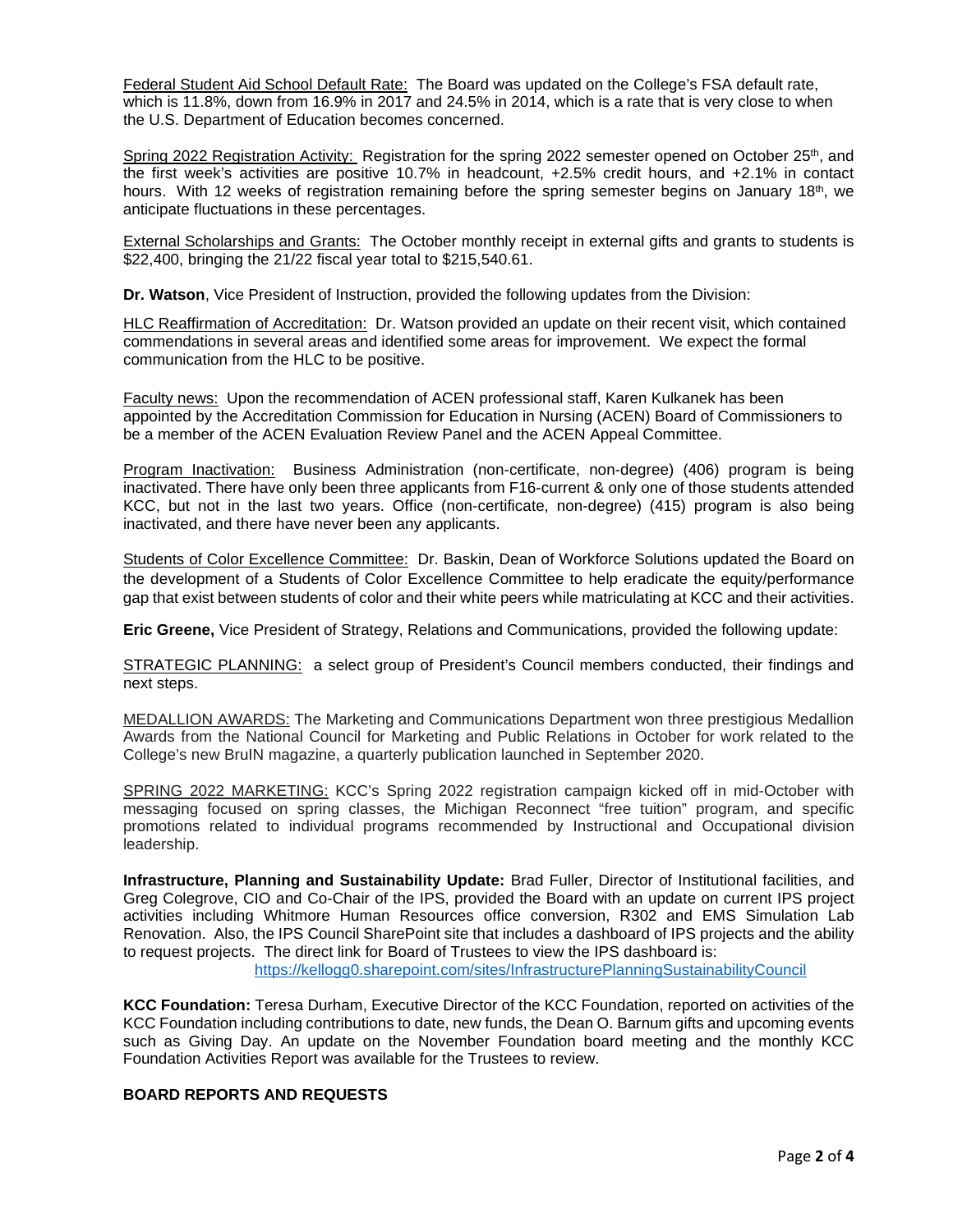Federal Student Aid School Default Rate: The Board was updated on the College's FSA default rate, which is 11.8%, down from 16.9% in 2017 and 24.5% in 2014, which is a rate that is very close to when the U.S. Department of Education becomes concerned.

Spring 2022 Registration Activity: Registration for the spring 2022 semester opened on October 25th, and the first week's activities are positive 10.7% in headcount, +2.5% credit hours, and +2.1% in contact hours. With 12 weeks of registration remaining before the spring semester begins on January 18th, we anticipate fluctuations in these percentages.

External Scholarships and Grants: The October monthly receipt in external gifts and grants to students is $22,400, bringing the 21/22 fiscal year total to $215,540.61.

**Dr. Watson**, Vice President of Instruction, provided the following updates from the Division:

HLC Reaffirmation of Accreditation: Dr. Watson provided an update on their recent visit, which contained commendations in several areas and identified some areas for improvement. We expect the formal communication from the HLC to be positive.

Faculty news: Upon the recommendation of ACEN professional staff, Karen Kulkanek has been appointed by the Accreditation Commission for Education in Nursing (ACEN) Board of Commissioners to be a member of the ACEN Evaluation Review Panel and the ACEN Appeal Committee.

Program Inactivation: Business Administration (non-certificate, non-degree) (406) program is being inactivated. There have only been three applicants from F16-current & only one of those students attended KCC, but not in the last two years. Office (non-certificate, non-degree) (415) program is also being inactivated, and there have never been any applicants.

Students of Color Excellence Committee: Dr. Baskin, Dean of Workforce Solutions updated the Board on the development of a Students of Color Excellence Committee to help eradicate the equity/performance gap that exist between students of color and their white peers while matriculating at KCC and their activities.

**Eric Greene,** Vice President of Strategy, Relations and Communications, provided the following update:

STRATEGIC PLANNING: a select group of President's Council members conducted, their findings and next steps.

MEDALLION AWARDS: The Marketing and Communications Department won three prestigious Medallion Awards from the National Council for Marketing and Public Relations in October for work related to the College's new BruIN magazine, a quarterly publication launched in September 2020.

SPRING 2022 MARKETING: KCC's Spring 2022 registration campaign kicked off in mid-October with messaging focused on spring classes, the Michigan Reconnect "free tuition" program, and specific promotions related to individual programs recommended by Instructional and Occupational division leadership.

**Infrastructure, Planning and Sustainability Update:** Brad Fuller, Director of Institutional facilities, and Greg Colegrove, CIO and Co-Chair of the IPS, provided the Board with an update on current IPS project activities including Whitmore Human Resources office conversion, R302 and EMS Simulation Lab Renovation. Also, the IPS Council SharePoint site that includes a dashboard of IPS projects and the ability to request projects. The direct link for Board of Trustees to view the IPS dashboard is: https://kellogg0.sharepoint.com/sites/InfrastructurePlanningSustainabilityCouncil

**KCC Foundation:** Teresa Durham, Executive Director of the KCC Foundation, reported on activities of the KCC Foundation including contributions to date, new funds, the Dean O. Barnum gifts and upcoming events such as Giving Day. An update on the November Foundation board meeting and the monthly KCC Foundation Activities Report was available for the Trustees to review.

**BOARD REPORTS AND REQUESTS**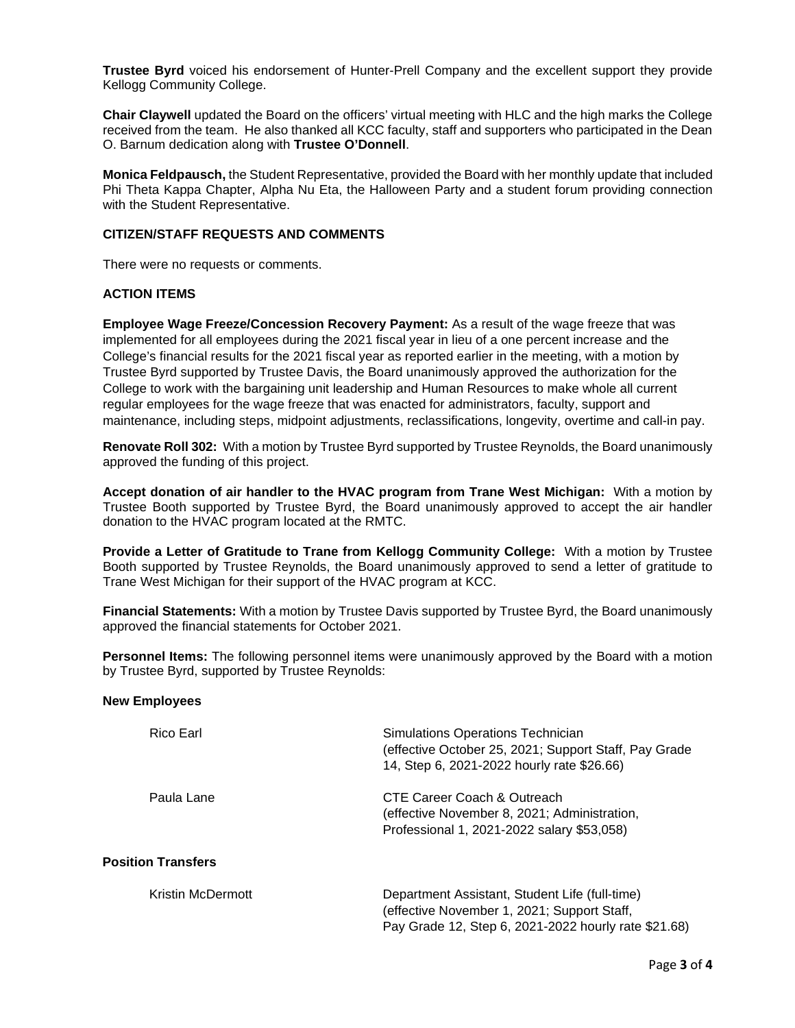**Trustee Byrd** voiced his endorsement of Hunter-Prell Company and the excellent support they provide Kellogg Community College.

**Chair Claywell** updated the Board on the officers' virtual meeting with HLC and the high marks the College received from the team. He also thanked all KCC faculty, staff and supporters who participated in the Dean O. Barnum dedication along with **Trustee O'Donnell**.

**Monica Feldpausch,** the Student Representative, provided the Board with her monthly update that included Phi Theta Kappa Chapter, Alpha Nu Eta, the Halloween Party and a student forum providing connection with the Student Representative.

## CITIZEN/STAFF REQUESTS AND COMMENTS

There were no requests or comments.

## ACTION ITEMS

**Employee Wage Freeze/Concession Recovery Payment:** As a result of the wage freeze that was implemented for all employees during the 2021 fiscal year in lieu of a one percent increase and the College's financial results for the 2021 fiscal year as reported earlier in the meeting, with a motion by Trustee Byrd supported by Trustee Davis, the Board unanimously approved the authorization for the College to work with the bargaining unit leadership and Human Resources to make whole all current regular employees for the wage freeze that was enacted for administrators, faculty, support and maintenance, including steps, midpoint adjustments, reclassifications, longevity, overtime and call-in pay.

**Renovate Roll 302:** With a motion by Trustee Byrd supported by Trustee Reynolds, the Board unanimously approved the funding of this project.

**Accept donation of air handler to the HVAC program from Trane West Michigan:** With a motion by Trustee Booth supported by Trustee Byrd, the Board unanimously approved to accept the air handler donation to the HVAC program located at the RMTC.

**Provide a Letter of Gratitude to Trane from Kellogg Community College:** With a motion by Trustee Booth supported by Trustee Reynolds, the Board unanimously approved to send a letter of gratitude to Trane West Michigan for their support of the HVAC program at KCC.

**Financial Statements:** With a motion by Trustee Davis supported by Trustee Byrd, the Board unanimously approved the financial statements for October 2021.

**Personnel Items:** The following personnel items were unanimously approved by the Board with a motion by Trustee Byrd, supported by Trustee Reynolds:

### New Employees

| | |
|---|---|
| Rico Earl | Simulations Operations Technician (effective October 25, 2021; Support Staff, Pay Grade 14, Step 6, 2021-2022 hourly rate $26.66) |
| Paula Lane | CTE Career Coach & Outreach (effective November 8, 2021; Administration, Professional 1, 2021-2022 salary $53,058) |

### Position Transfers

| | |
|---|---|
| Kristin McDermott | Department Assistant, Student Life (full-time) (effective November 1, 2021; Support Staff, Pay Grade 12, Step 6, 2021-2022 hourly rate $21.68) |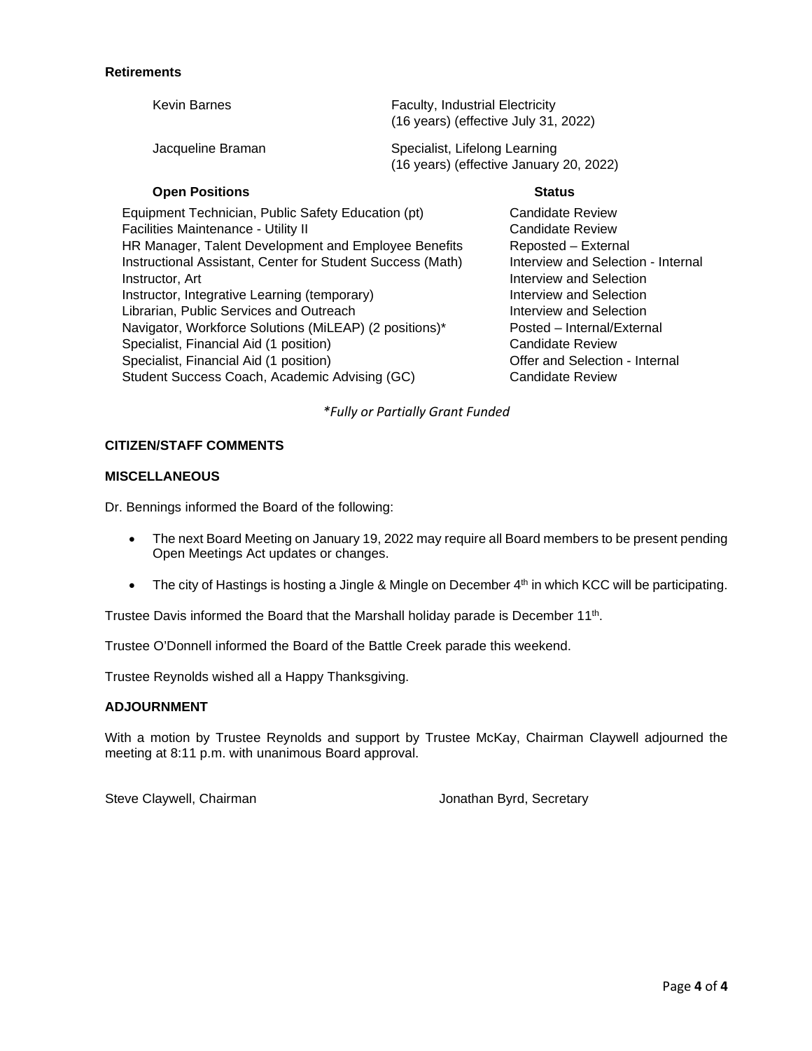**Retirements**

| | |
|---|---|
| Kevin Barnes | Faculty, Industrial Electricity (16 years) (effective July 31, 2022) |
| Jacqueline Braman | Specialist, Lifelong Learning (16 years) (effective January 20, 2022) |

| Open Positions | Status |
|---|---|
| Equipment Technician, Public Safety Education (pt) | Candidate Review |
| Facilities Maintenance - Utility II | Candidate Review |
| HR Manager, Talent Development and Employee Benefits | Reposted – External |
| Instructional Assistant, Center for Student Success (Math) | Interview and Selection - Internal |
| Instructor, Art | Interview and Selection |
| Instructor, Integrative Learning (temporary) | Interview and Selection |
| Librarian, Public Services and Outreach | Interview and Selection |
| Navigator, Workforce Solutions (MiLEAP) (2 positions)* | Posted – Internal/External |
| Specialist, Financial Aid (1 position) | Candidate Review |
| Specialist, Financial Aid (1 position) | Offer and Selection - Internal |
| Student Success Coach, Academic Advising (GC) | Candidate Review |

*\*Fully or Partially Grant Funded*

**CITIZEN/STAFF COMMENTS**

**MISCELLANEOUS**

Dr. Bennings informed the Board of the following:

- The next Board Meeting on January 19, 2022 may require all Board members to be present pending Open Meetings Act updates or changes.
- The city of Hastings is hosting a Jingle & Mingle on December 4th in which KCC will be participating.

Trustee Davis informed the Board that the Marshall holiday parade is December 11th.

Trustee O'Donnell informed the Board of the Battle Creek parade this weekend.

Trustee Reynolds wished all a Happy Thanksgiving.

**ADJOURNMENT**

With a motion by Trustee Reynolds and support by Trustee McKay, Chairman Claywell adjourned the meeting at 8:11 p.m. with unanimous Board approval.

Steve Claywell, Chairman

Jonathan Byrd, Secretary